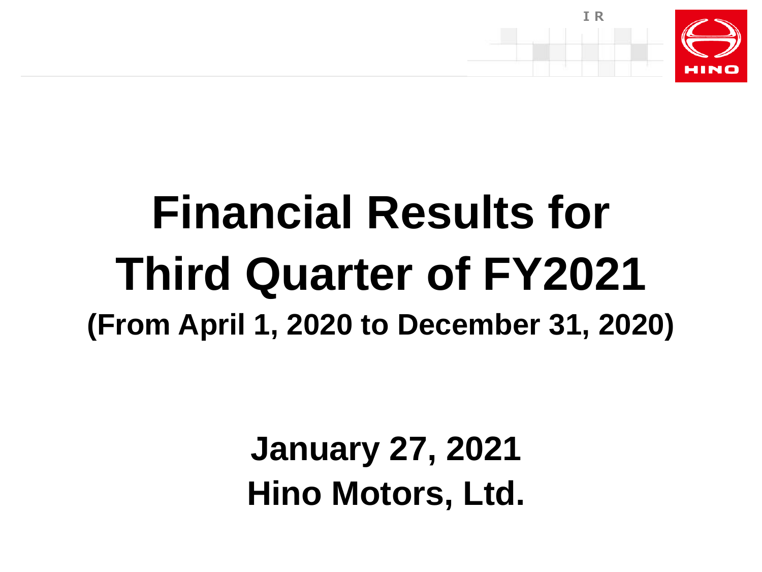# Financial Results for Third Quarter of FY2021

**(From April 1, 2020 to December 31, 2020)**

**January 27, 2021**

**Hino Motors, Ltd.**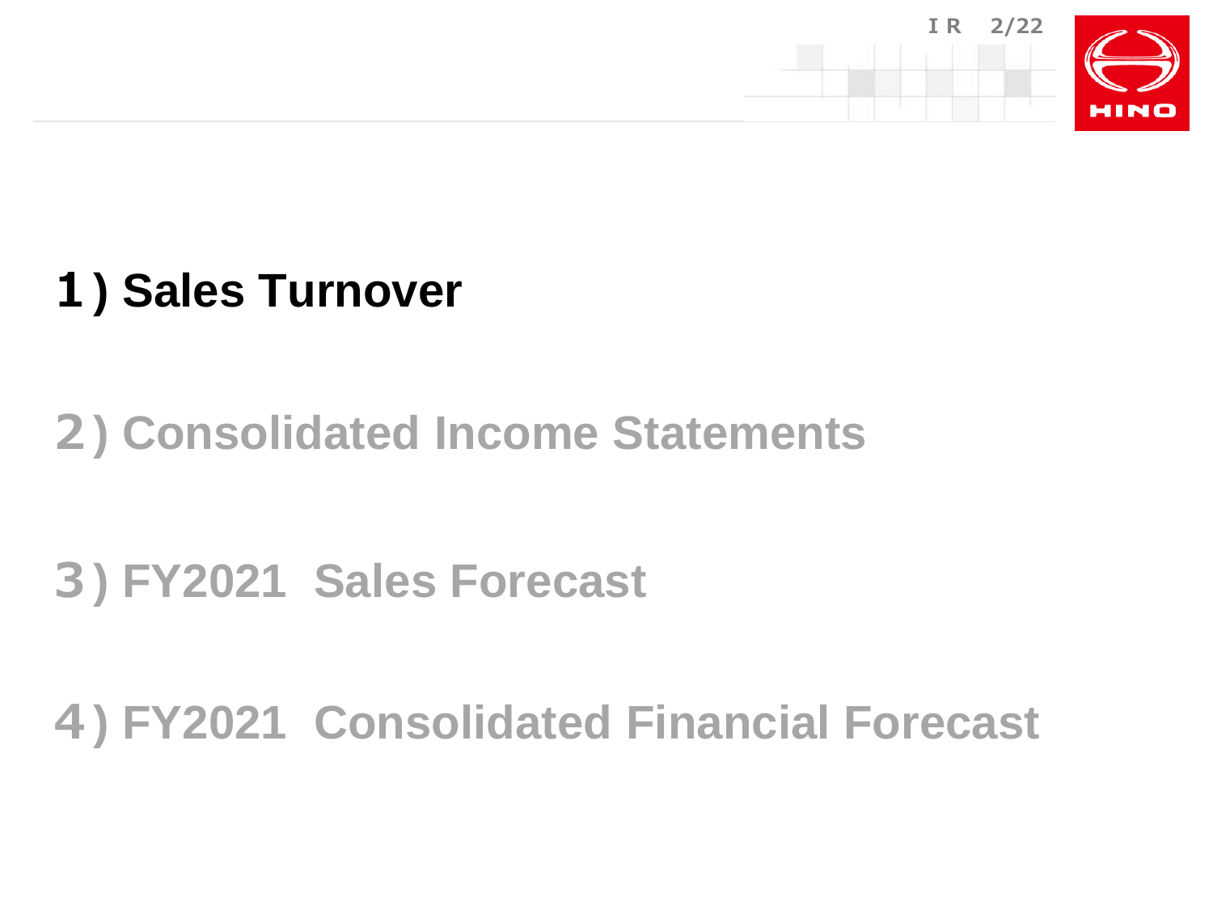1) Sales Turnover

2) Consolidated Income Statements

3) FY2021 Sales Forecast

4) FY2021 Consolidated Financial Forecast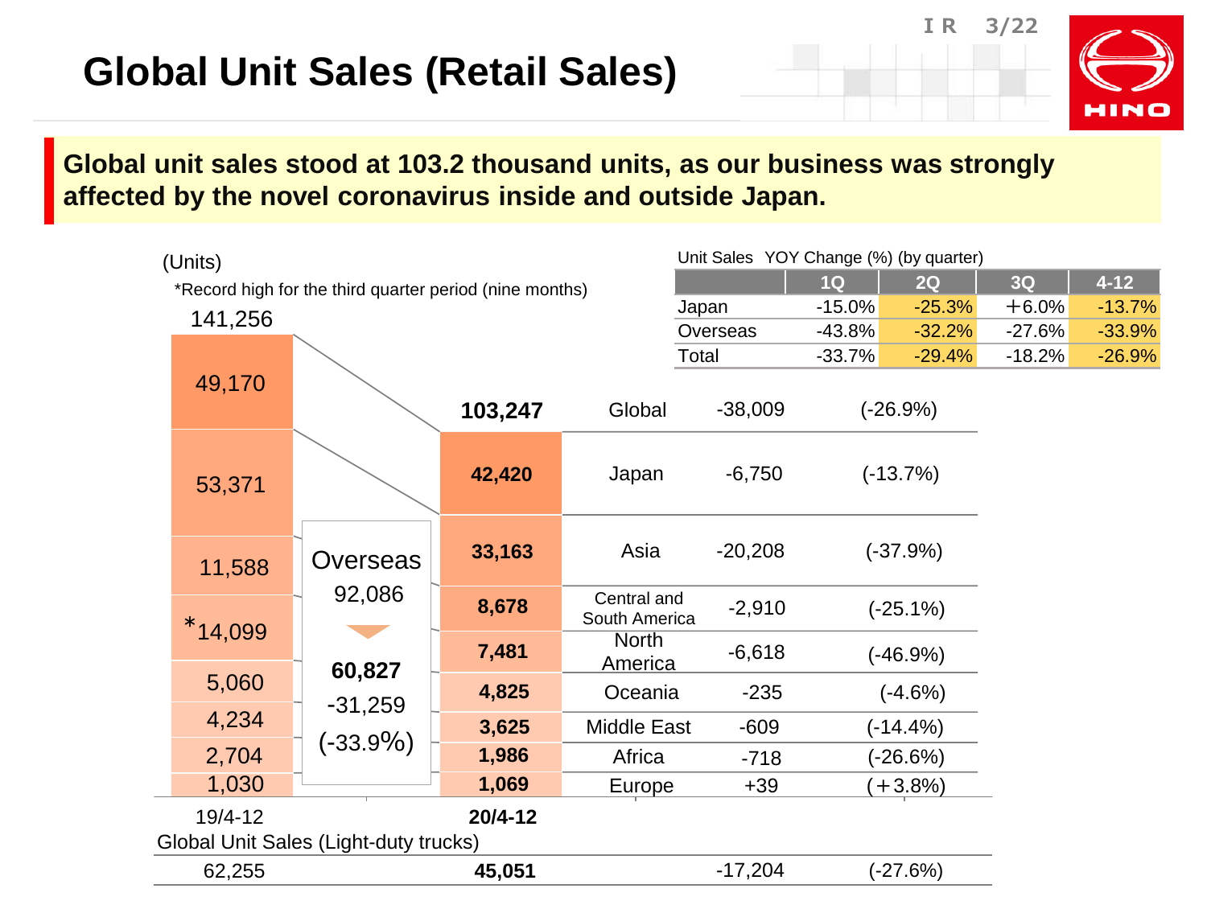# Global Unit Sales (Retail Sales)

**Global unit sales stood at 103.2 thousand units, as our business was strongly affected by the novel coronavirus inside and outside Japan.**

Unit Sales YOY Change (%) (by quarter)

| | 1Q | 2Q | 3Q | 4-12 |
|---|---|---|---|---|
| Japan | -15.0% | -25.3% | +6.0% | -13.7% |
| Overseas | -43.8% | -32.2% | -27.6% | -33.9% |
| Total | -33.7% | -29.4% | -18.2% | -26.9% |

(Units)

*Record high for the third quarter period (nine months)

| | 19/4-12 | 20/4-12 | Change | (%) |
|---|---|---|---|---|
| Global | 141,256 | **103,247** | -38,009 | (-26.9%) |
| Japan | 49,170 | **42,420** | -6,750 | (-13.7%) |
| Overseas | 92,086 | **60,827** | -31,259 | (-33.9%) |
| Asia | 53,371 | **33,163** | -20,208 | (-37.9%) |
| Central and South America | 11,588 | **8,678** | -2,910 | (-25.1%) |
| North America | *14,099 | **7,481** | -6,618 | (-46.9%) |
| Oceania | 5,060 | **4,825** | -235 | (-4.6%) |
| Middle East | 4,234 | **3,625** | -609 | (-14.4%) |
| Africa | 2,704 | **1,986** | -718 | (-26.6%) |
| Europe | 1,030 | **1,069** | +39 | (+3.8%) |

Global Unit Sales (Light-duty trucks)

| 19/4-12 | 20/4-12 | Change | (%) |
|---|---|---|---|
| 62,255 | **45,051** | -17,204 | (-27.6%) |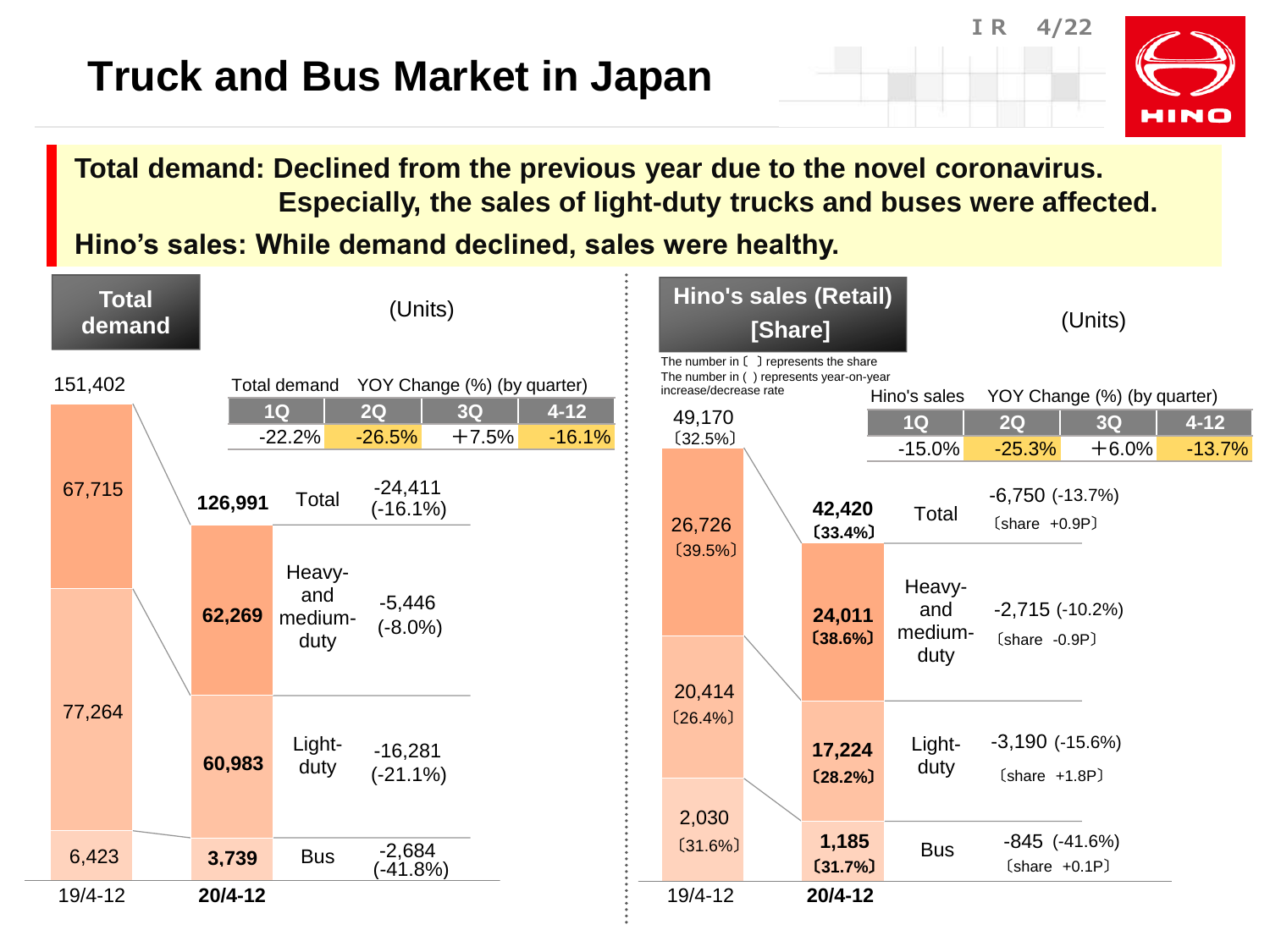# Truck and Bus Market in Japan

**Total demand: Declined from the previous year due to the novel coronavirus.**
**Especially, the sales of light-duty trucks and buses were affected.**

**Hino's sales: While demand declined, sales were healthy.**

## Total demand

(Units)

Total demand YOY Change (%) (by quarter)

| 1Q | 2Q | 3Q | 4-12 |
|---|---|---|---|
| -22.2% | -26.5% | ＋7.5% | -16.1% |

| | 19/4-12 | 20/4-12 | Change |
|---|---|---|---|
| Total | 151,402 | **126,991** | -24,411 (-16.1%) |
| Heavy- and medium-duty | 67,715 | **62,269** | -5,446 (-8.0%) |
| Light-duty | 77,264 | **60,983** | -16,281 (-21.1%) |
| Bus | 6,423 | **3,739** | -2,684 (-41.8%) |

## Hino's sales (Retail) [Share]

(Units)

The number in 〔 〕 represents the share
The number in ( ) represents year-on-year increase/decrease rate

Hino's sales YOY Change (%) (by quarter)

| 1Q | 2Q | 3Q | 4-12 |
|---|---|---|---|
| -15.0% | -25.3% | ＋6.0% | -13.7% |

| | 19/4-12 | 20/4-12 | Change |
|---|---|---|---|
| Total | 49,170 〔32.5%〕 | **42,420 〔33.4%〕** | -6,750 (-13.7%) 〔share +0.9P〕 |
| Heavy- and medium-duty | 26,726 〔39.5%〕 | **24,011 〔38.6%〕** | -2,715 (-10.2%) 〔share -0.9P〕 |
| Light-duty | 20,414 〔26.4%〕 | **17,224 〔28.2%〕** | -3,190 (-15.6%) 〔share +1.8P〕 |
| Bus | 2,030 〔31.6%〕 | **1,185 〔31.7%〕** | -845 (-41.6%) 〔share +0.1P〕 |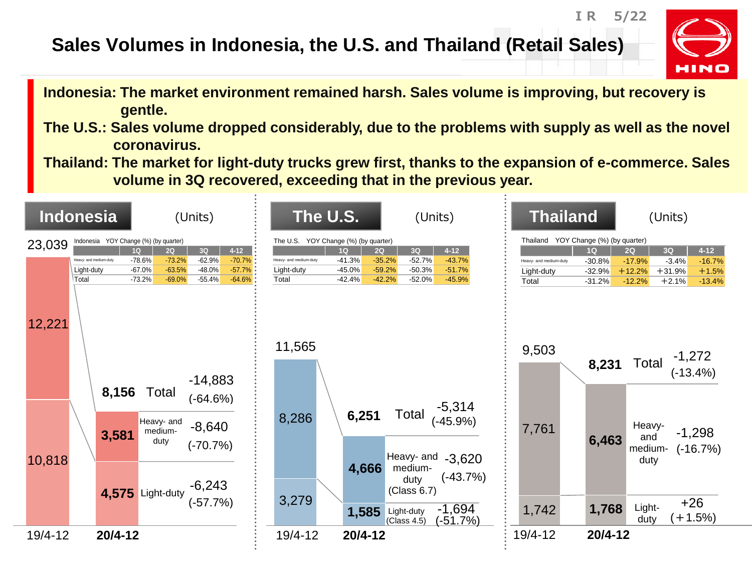# Sales Volumes in Indonesia, the U.S. and Thailand (Retail Sales)

**Indonesia: The market environment remained harsh. Sales volume is improving, but recovery is gentle.**

**The U.S.: Sales volume dropped considerably, due to the problems with supply as well as the novel coronavirus.**

**Thailand: The market for light-duty trucks grew first, thanks to the expansion of e-commerce. Sales volume in 3Q recovered, exceeding that in the previous year.**

## Indonesia

(Units)

Indonesia YOY Change (%) (by quarter)

| | 1Q | 2Q | 3Q | 4-12 |
|---|---|---|---|---|
| Heavy- and medium-duty | -78.6% | -73.2% | -62.9% | -70.7% |
| Light-duty | -67.0% | -63.5% | -48.0% | -57.7% |
| Total | -73.2% | -69.0% | -55.4% | -64.6% |

| | 19/4-12 | 20/4-12 | Change |
|---|---|---|---|
| Total | 23,039 | 8,156 | -14,883 (-64.6%) |
| Heavy- and medium-duty | 12,221 | 3,581 | -8,640 (-70.7%) |
| Light-duty | 10,818 | 4,575 | -6,243 (-57.7%) |

## The U.S.

(Units)

The U.S. YOY Change (%) (by quarter)

| | 1Q | 2Q | 3Q | 4-12 |
|---|---|---|---|---|
| Heavy- and medium-duty | -41.3% | -35.2% | -52.7% | -43.7% |
| Light-duty | -45.0% | -59.2% | -50.3% | -51.7% |
| Total | -42.4% | -42.2% | -52.0% | -45.9% |

| | 19/4-12 | 20/4-12 | Change |
|---|---|---|---|
| Total | 11,565 | 6,251 | -5,314 (-45.9%) |
| Heavy- and medium-duty (Class 6.7) | 8,286 | 4,666 | -3,620 (-43.7%) |
| Light-duty (Class 4.5) | 3,279 | 1,585 | -1,694 (-51.7%) |

## Thailand

(Units)

Thailand YOY Change (%) (by quarter)

| | 1Q | 2Q | 3Q | 4-12 |
|---|---|---|---|---|
| Heavy- and medium-duty | -30.8% | -17.9% | -3.4% | -16.7% |
| Light-duty | -32.9% | +12.2% | +31.9% | +1.5% |
| Total | -31.2% | -12.2% | +2.1% | -13.4% |

| | 19/4-12 | 20/4-12 | Change |
|---|---|---|---|
| Total | 9,503 | 8,231 | -1,272 (-13.4%) |
| Heavy- and medium-duty | 7,761 | 6,463 | -1,298 (-16.7%) |
| Light-duty | 1,742 | 1,768 | +26 (+1.5%) |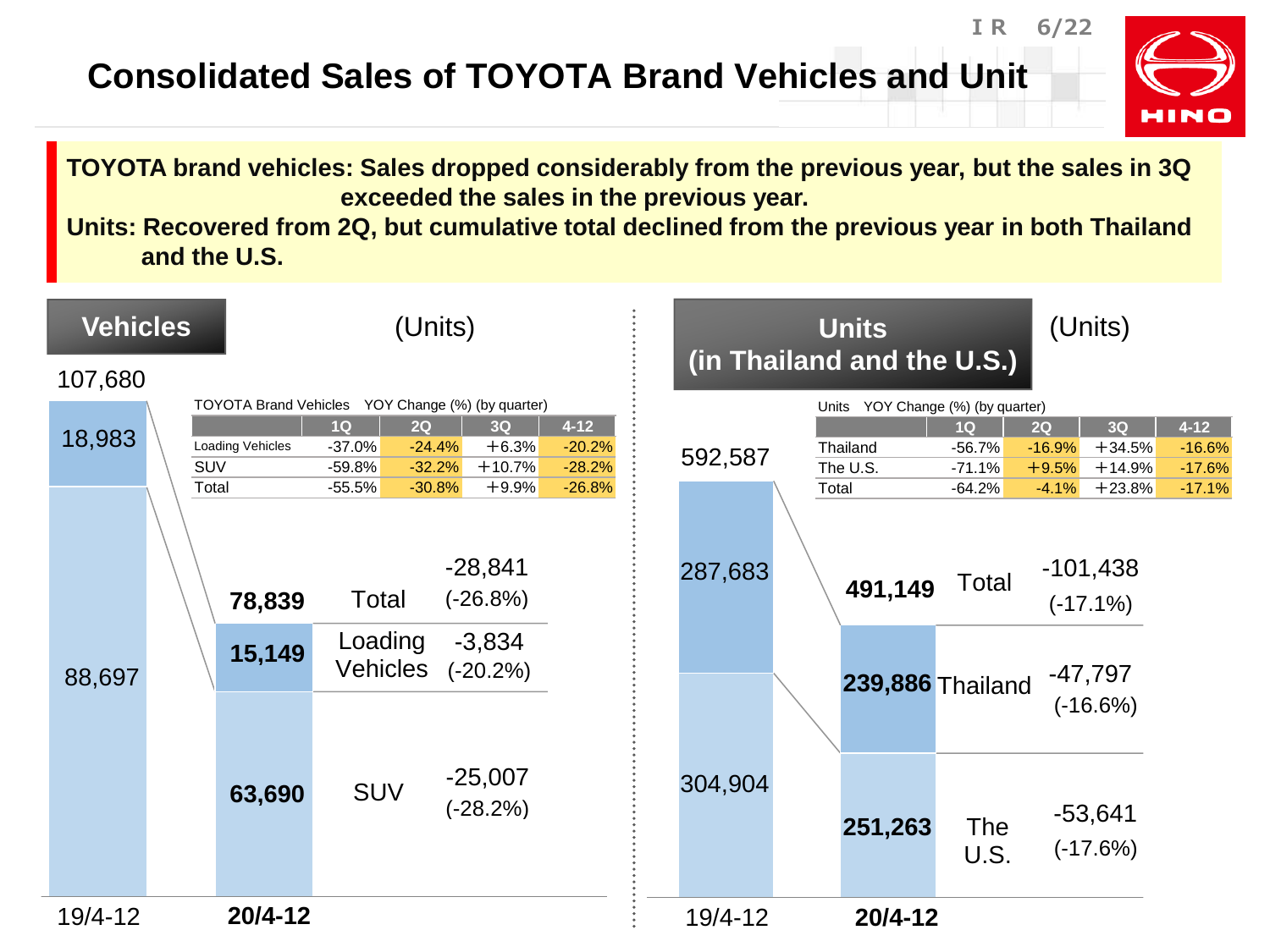# Consolidated Sales of TOYOTA Brand Vehicles and Unit

**TOYOTA brand vehicles: Sales dropped considerably from the previous year, but the sales in 3Q exceeded the sales in the previous year.**
**Units: Recovered from 2Q, but cumulative total declined from the previous year in both Thailand and the U.S.**

## Vehicles

(Units)

TOYOTA Brand Vehicles YOY Change (%) (by quarter)

| | 1Q | 2Q | 3Q | 4-12 |
|---|---|---|---|---|
| Loading Vehicles | -37.0% | -24.4% | +6.3% | -20.2% |
| SUV | -59.8% | -32.2% | +10.7% | -28.2% |
| Total | -55.5% | -30.8% | +9.9% | -26.8% |

| | 19/4-12 | 20/4-12 | Change |
|---|---|---|---|
| Total | 107,680 | 78,839 | -28,841 (-26.8%) |
| Loading Vehicles | 18,983 | 15,149 | -3,834 (-20.2%) |
| SUV | 88,697 | 63,690 | -25,007 (-28.2%) |

## Units (in Thailand and the U.S.)

(Units)

Units YOY Change (%) (by quarter)

| | 1Q | 2Q | 3Q | 4-12 |
|---|---|---|---|---|
| Thailand | -56.7% | -16.9% | +34.5% | -16.6% |
| The U.S. | -71.1% | +9.5% | +14.9% | -17.6% |
| Total | -64.2% | -4.1% | +23.8% | -17.1% |

| | 19/4-12 | 20/4-12 | Change |
|---|---|---|---|
| Total | 592,587 | 491,149 | -101,438 (-17.1%) |
| Thailand | 287,683 | 239,886 | -47,797 (-16.6%) |
| The U.S. | 304,904 | 251,263 | -53,641 (-17.6%) |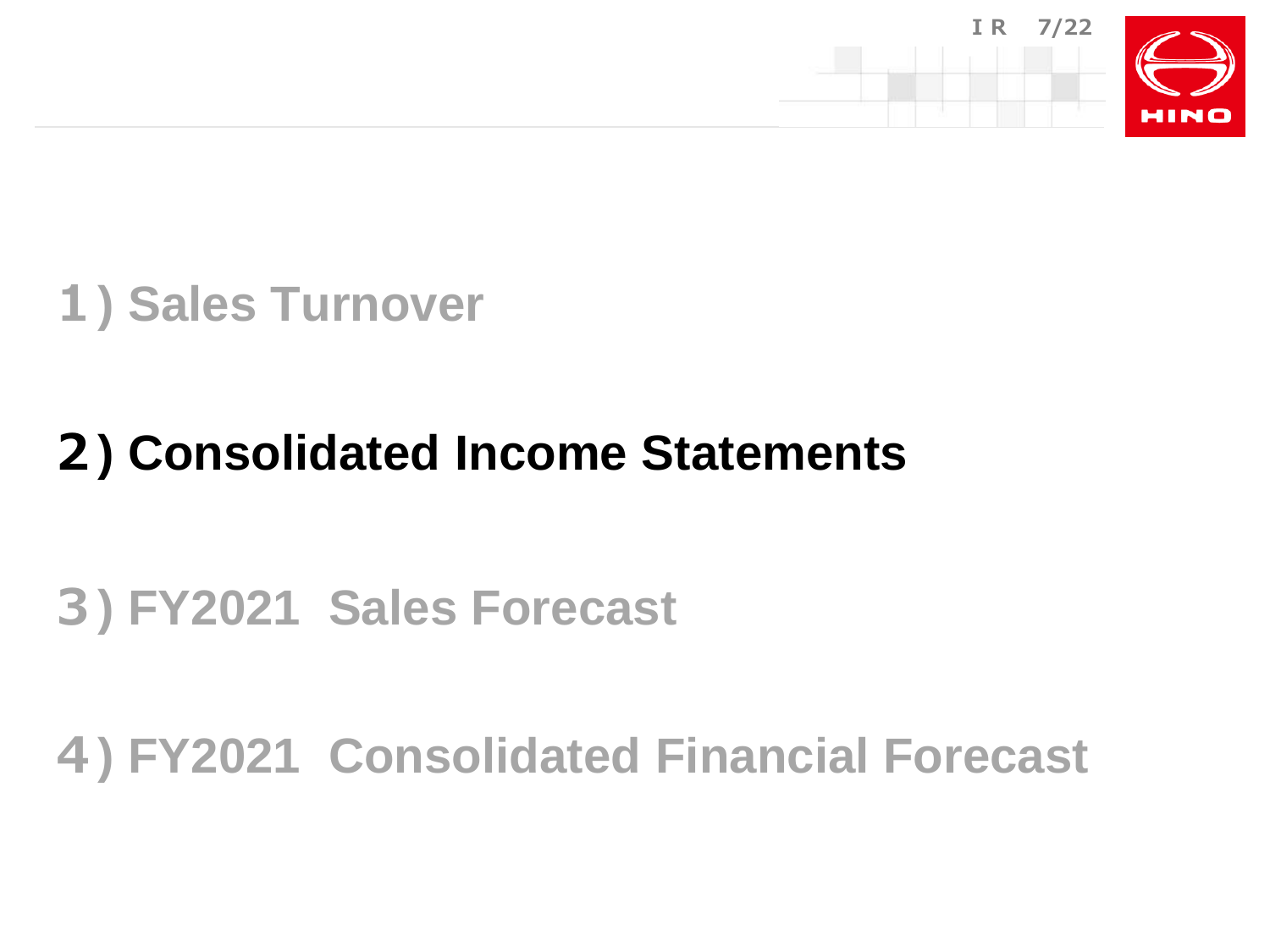1) Sales Turnover

## 2) Consolidated Income Statements

3) FY2021 Sales Forecast

4) FY2021 Consolidated Financial Forecast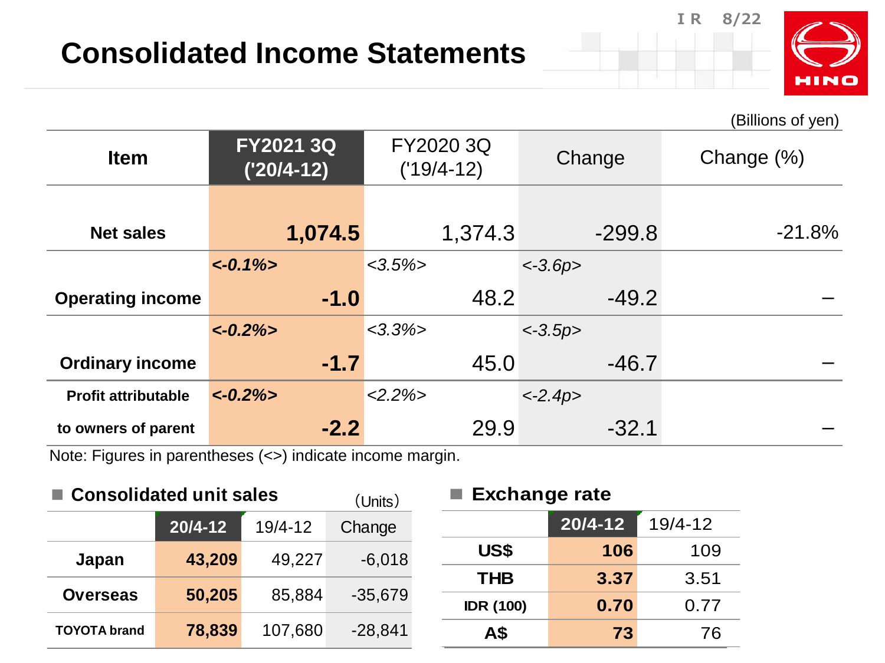# Consolidated Income Statements

(Billions of yen)

| Item | FY2021 3Q ('20/4-12) | FY2020 3Q ('19/4-12) | Change | Change (%) |
|---|---|---|---|---|
| Net sales | **1,074.5** | 1,374.3 | -299.8 | -21.8% |
| Operating income | *<-0.1%>* **-1.0** | *<3.5%>* 48.2 | *<-3.6p>* -49.2 | – |
| Ordinary income | *<-0.2%>* **-1.7** | *<3.3%>* 45.0 | *<-3.5p>* -46.7 | – |
| Profit attributable to owners of parent | *<-0.2%>* **-2.2** | *<2.2%>* 29.9 | *<-2.4p>* -32.1 | – |

Note: Figures in parentheses (<>) indicate income margin.

## Consolidated unit sales

（Units）

| | 20/4-12 | 19/4-12 | Change |
|---|---|---|---|
| Japan | **43,209** | 49,227 | -6,018 |
| Overseas | **50,205** | 85,884 | -35,679 |
| TOYOTA brand | **78,839** | 107,680 | -28,841 |

## Exchange rate

| | 20/4-12 | 19/4-12 |
|---|---|---|
| US$ | **106** | 109 |
| THB | **3.37** | 3.51 |
| IDR (100) | **0.70** | 0.77 |
| A$ | **73** | 76 |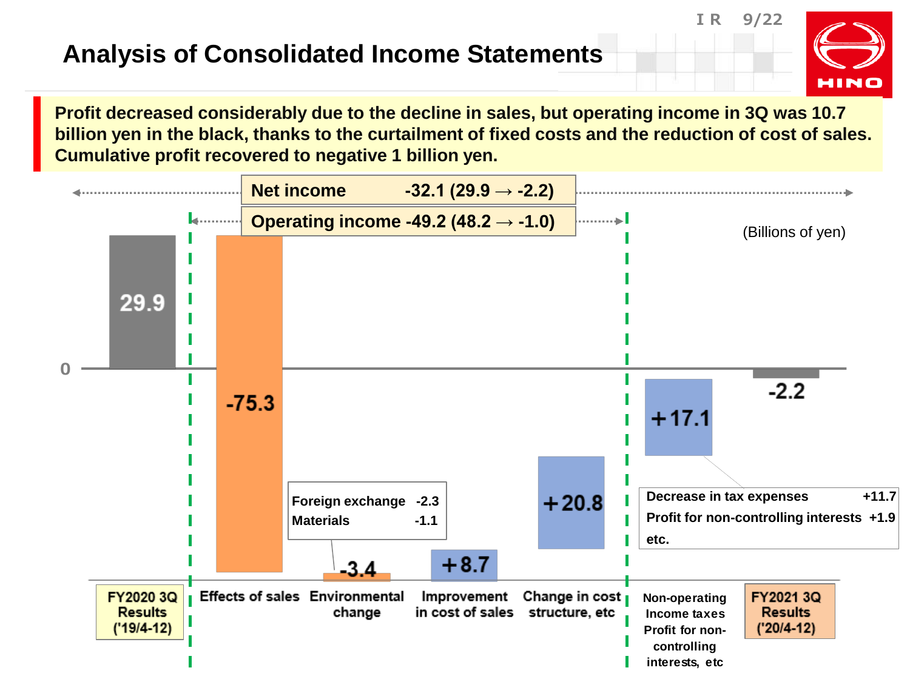# Analysis of Consolidated Income Statements

**Profit decreased considerably due to the decline in sales, but operating income in 3Q was 10.7 billion yen in the black, thanks to the curtailment of fixed costs and the reduction of cost of sales. Cumulative profit recovered to negative 1 billion yen.**

**Net income -32.1 (29.9 → -2.2)**

**Operating income -49.2 (48.2 → -1.0)**

(Billions of yen)

| Item | Amount |
|---|---|
| FY2020 3Q Results ('19/4-12) | 29.9 |
| Effects of sales | -75.3 |
| Environmental change | -3.4 |
| Improvement in cost of sales | +8.7 |
| Change in cost structure, etc | +20.8 |
| Non-operating Income taxes Profit for non-controlling interests, etc | +17.1 |
| FY2021 3Q Results ('20/4-12) | -2.2 |

Environmental change breakdown:

| | |
|---|---|
| Foreign exchange | -2.3 |
| Materials | -1.1 |

Non-operating, income taxes, etc. breakdown:

| | |
|---|---|
| Decrease in tax expenses | +11.7 |
| Profit for non-controlling interests | +1.9 |
| etc. | |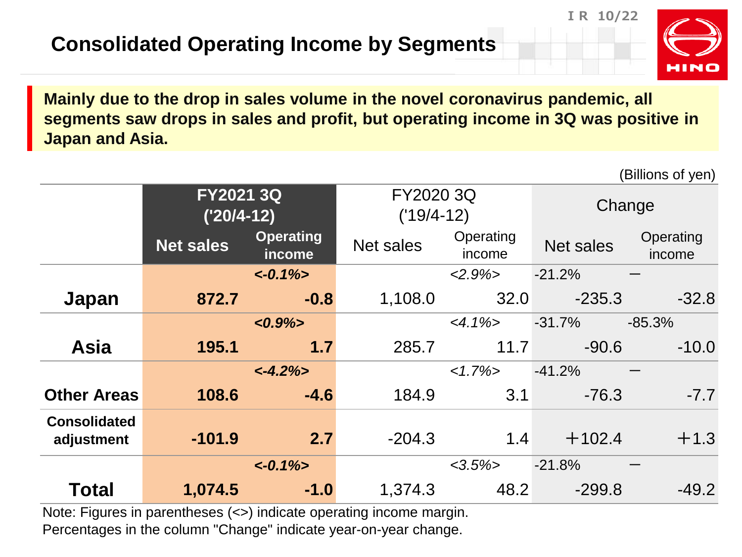## Consolidated Operating Income by Segments

**Mainly due to the drop in sales volume in the novel coronavirus pandemic, all segments saw drops in sales and profit, but operating income in 3Q was positive in Japan and Asia.**

(Billions of yen)

| | FY2021 3Q ('20/4-12) | | FY2020 3Q ('19/4-12) | | Change | |
|---|---|---|---|---|---|---|
| | Net sales | Operating income | Net sales | Operating income | Net sales | Operating income |
| | | *<-0.1%>* | | *<2.9%>* | -21.2% | ー |
| **Japan** | **872.7** | **-0.8** | 1,108.0 | 32.0 | -235.3 | -32.8 |
| | | *<0.9%>* | | *<4.1%>* | -31.7% | -85.3% |
| **Asia** | **195.1** | **1.7** | 285.7 | 11.7 | -90.6 | -10.0 |
| | | *<-4.2%>* | | *<1.7%>* | -41.2% | ー |
| **Other Areas** | **108.6** | **-4.6** | 184.9 | 3.1 | -76.3 | -7.7 |
| **Consolidated adjustment** | **-101.9** | **2.7** | -204.3 | 1.4 | ＋102.4 | ＋1.3 |
| | | *<-0.1%>* | | *<3.5%>* | -21.8% | ー |
| **Total** | **1,074.5** | **-1.0** | 1,374.3 | 48.2 | -299.8 | -49.2 |

Note: Figures in parentheses (<>) indicate operating income margin.
Percentages in the column "Change" indicate year-on-year change.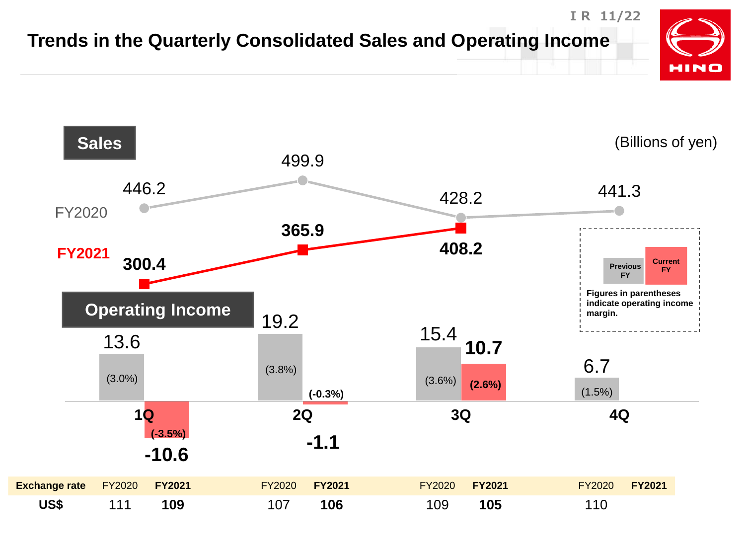# Trends in the Quarterly Consolidated Sales and Operating Income

(Billions of yen)

## Sales

| | 1Q | 2Q | 3Q | 4Q |
|---|---|---|---|---|
| FY2020 | 446.2 | 499.9 | 428.2 | 441.3 |
| **FY2021** | **300.4** | **365.9** | **408.2** | |

## Operating Income

| | 1Q | 2Q | 3Q | 4Q |
|---|---|---|---|---|
| Previous FY (FY2020) | 13.6 (3.0%) | 19.2 (3.8%) | 15.4 (3.6%) | 6.7 (1.5%) |
| **Current FY (FY2021)** | **-10.6 (-3.5%)** | **-1.1 (-0.3%)** | **10.7 (2.6%)** | |

Figures in parentheses indicate operating income margin.

| Exchange rate | FY2020 | **FY2021** | FY2020 | **FY2021** | FY2020 | **FY2021** | FY2020 | **FY2021** |
|---|---|---|---|---|---|---|---|---|
| **US$** | 111 | **109** | 107 | **106** | 109 | **105** | 110 | |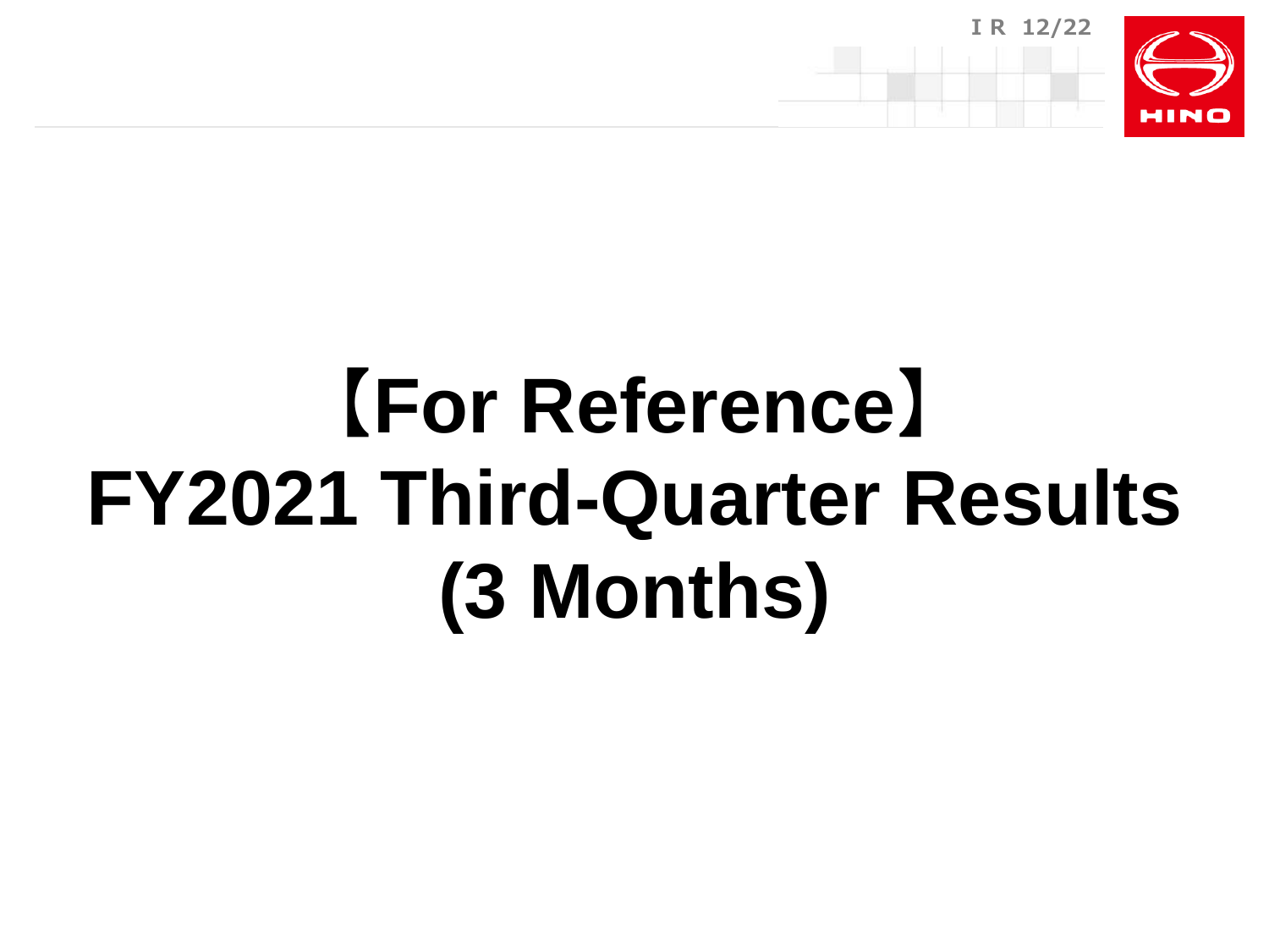# 【For Reference】 FY2021 Third-Quarter Results (3 Months)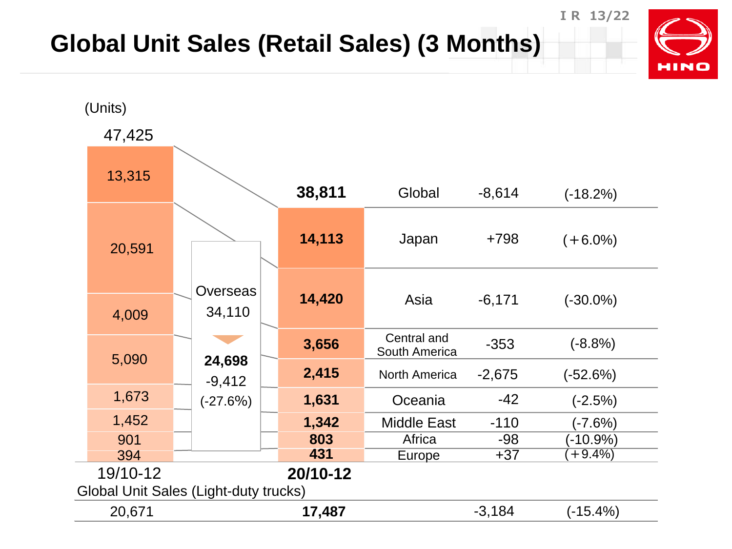# Global Unit Sales (Retail Sales) (3 Months)

(Units)

| Region | 19/10-12 | 20/10-12 | Change | (%) |
|---|---|---|---|---|
| Global | 47,425 | 38,811 | -8,614 | (-18.2%) |
| Japan | 13,315 | 14,113 | +798 | (+6.0%) |
| Asia | 20,591 | 14,420 | -6,171 | (-30.0%) |
| Central and South America | 4,009 | 3,656 | -353 | (-8.8%) |
| North America | 5,090 | 2,415 | -2,675 | (-52.6%) |
| Oceania | 1,673 | 1,631 | -42 | (-2.5%) |
| Middle East | 1,452 | 1,342 | -110 | (-7.6%) |
| Africa | 901 | 803 | -98 | (-10.9%) |
| Europe | 394 | 431 | +37 | (+9.4%) |

Overseas: 34,110 → 24,698, -9,412 (-27.6%)

Global Unit Sales (Light-duty trucks)

| 19/10-12 | 20/10-12 | Change | (%) |
|---|---|---|---|
| 20,671 | 17,487 | -3,184 | (-15.4%) |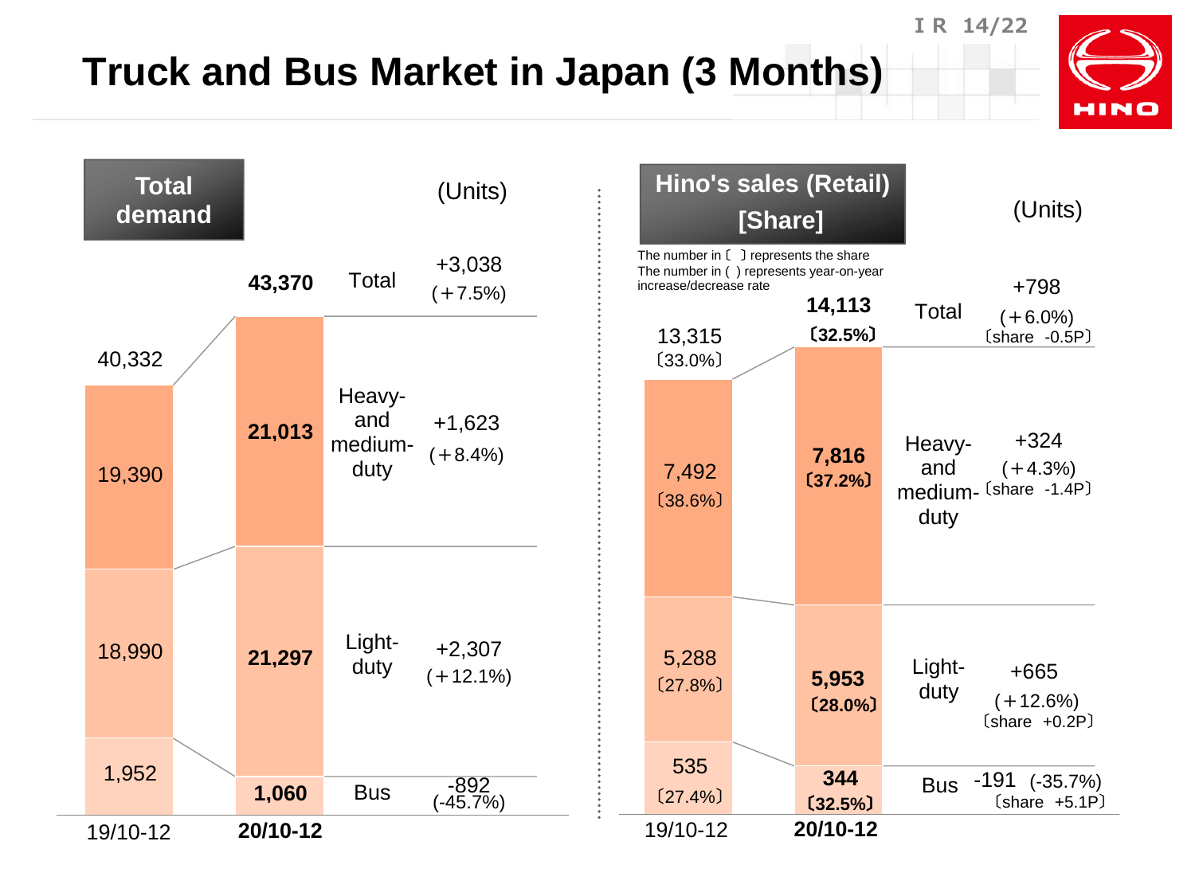# Truck and Bus Market in Japan (3 Months)

## Total demand

(Units)

| | 19/10-12 | 20/10-12 | Change |
|---|---|---|---|
| Total | 40,332 | **43,370** | +3,038 (+7.5%) |
| Heavy- and medium-duty | 19,390 | **21,013** | +1,623 (+8.4%) |
| Light-duty | 18,990 | **21,297** | +2,307 (+12.1%) |
| Bus | 1,952 | **1,060** | -892 (-45.7%) |

## Hino's sales (Retail) [Share]

(Units)

The number in 〔 〕 represents the share
The number in ( ) represents year-on-year increase/decrease rate

| | 19/10-12 | 20/10-12 | Change |
|---|---|---|---|
| Total | 13,315 〔33.0%〕 | **14,113 〔32.5%〕** | +798 (+6.0%) 〔share -0.5P〕 |
| Heavy- and medium-duty | 7,492 〔38.6%〕 | **7,816 〔37.2%〕** | +324 (+4.3%) 〔share -1.4P〕 |
| Light-duty | 5,288 〔27.8%〕 | **5,953 〔28.0%〕** | +665 (+12.6%) 〔share +0.2P〕 |
| Bus | 535 〔27.4%〕 | **344 〔32.5%〕** | -191 (-35.7%) 〔share +5.1P〕 |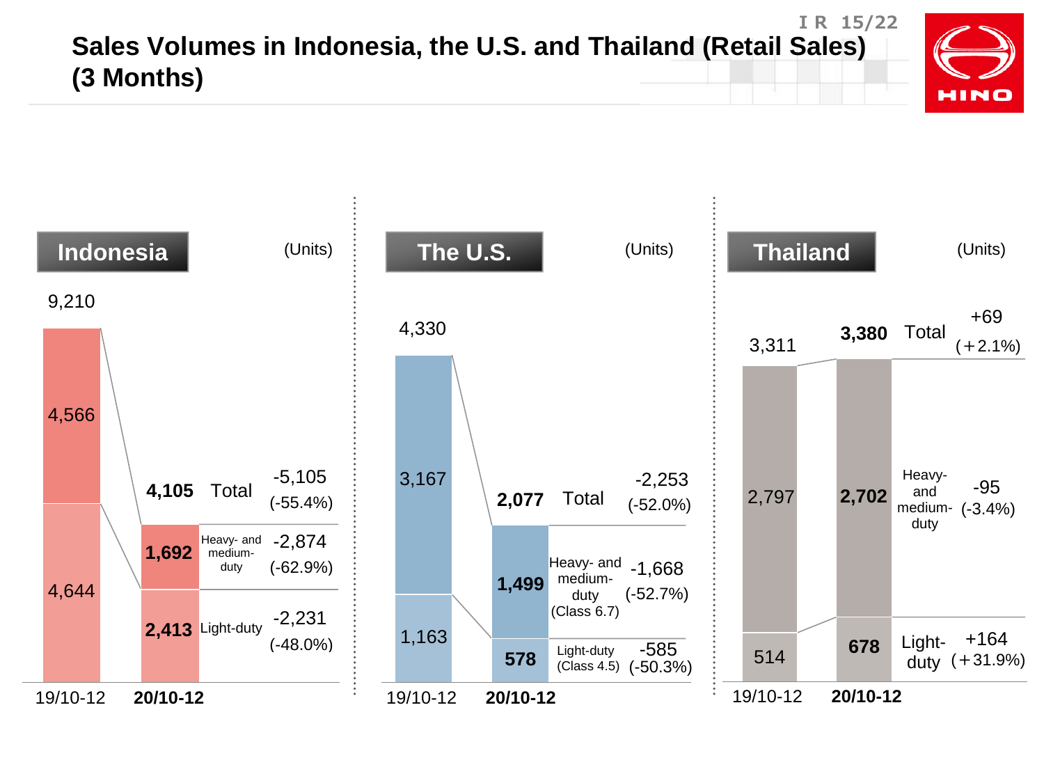# Sales Volumes in Indonesia, the U.S. and Thailand (Retail Sales) (3 Months)

## Indonesia

(Units)

| | 19/10-12 | 20/10-12 | Change |
|---|---|---|---|
| Total | 9,210 | **4,105** | -5,105 (-55.4%) |
| Heavy- and medium-duty | 4,566 | **1,692** | -2,874 (-62.9%) |
| Light-duty | 4,644 | **2,413** | -2,231 (-48.0%) |

## The U.S.

(Units)

| | 19/10-12 | 20/10-12 | Change |
|---|---|---|---|
| Total | 4,330 | **2,077** | -2,253 (-52.0%) |
| Heavy- and medium-duty (Class 6.7) | 3,167 | **1,499** | -1,668 (-52.7%) |
| Light-duty (Class 4.5) | 1,163 | **578** | -585 (-50.3%) |

## Thailand

(Units)

| | 19/10-12 | 20/10-12 | Change |
|---|---|---|---|
| Total | 3,311 | **3,380** | +69 (+2.1%) |
| Heavy- and medium-duty | 2,797 | **2,702** | -95 (-3.4%) |
| Light-duty | 514 | **678** | +164 (+31.9%) |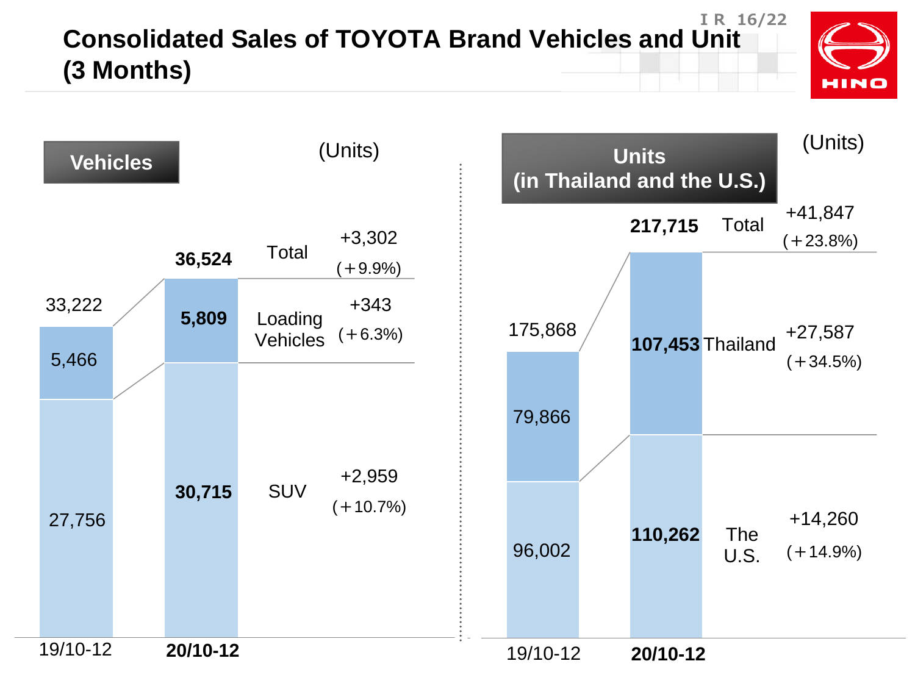# Consolidated Sales of TOYOTA Brand Vehicles and Unit (3 Months)

## Vehicles

(Units)

| | 19/10-12 | 20/10-12 | Change |
|---|---|---|---|
| Total | 33,222 | **36,524** | +3,302 (+9.9%) |
| Loading Vehicles | 5,466 | **5,809** | +343 (+6.3%) |
| SUV | 27,756 | **30,715** | +2,959 (+10.7%) |

## Units (in Thailand and the U.S.)

(Units)

| | 19/10-12 | 20/10-12 | Change |
|---|---|---|---|
| Total | 175,868 | **217,715** | +41,847 (+23.8%) |
| Thailand | 79,866 | **107,453** | +27,587 (+34.5%) |
| The U.S. | 96,002 | **110,262** | +14,260 (+14.9%) |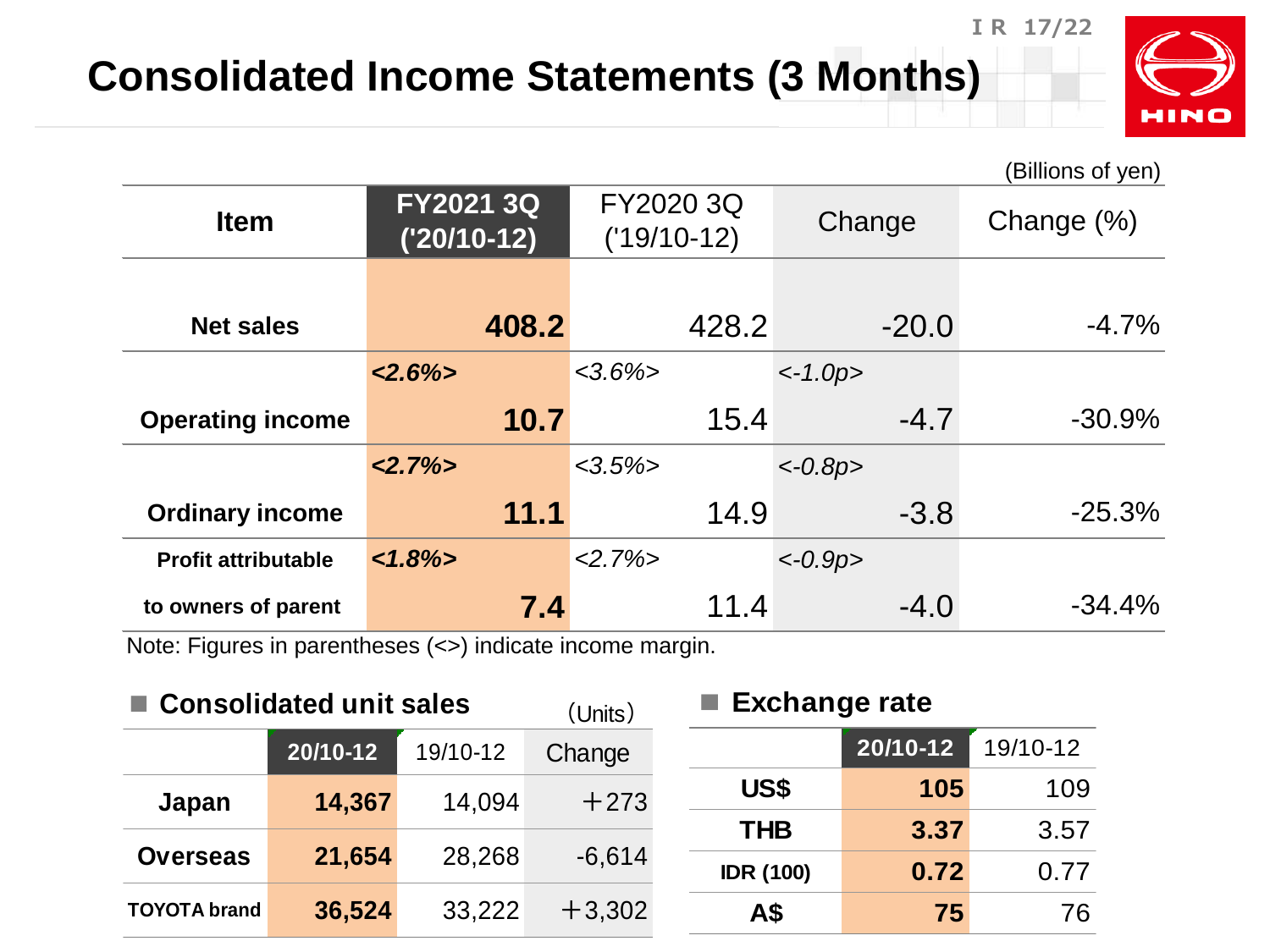# Consolidated Income Statements (3 Months)

(Billions of yen)

| Item | FY2021 3Q ('20/10-12) | FY2020 3Q ('19/10-12) | Change | Change (%) |
|---|---|---|---|---|
| Net sales | **408.2** | 428.2 | -20.0 | -4.7% |
| Operating income | ***<2.6%>*** **10.7** | *<3.6%>* 15.4 | *<-1.0p>* -4.7 | -30.9% |
| Ordinary income | ***<2.7%>*** **11.1** | *<3.5%>* 14.9 | *<-0.8p>* -3.8 | -25.3% |
| Profit attributable to owners of parent | ***<1.8%>*** **7.4** | *<2.7%>* 11.4 | *<-0.9p>* -4.0 | -34.4% |

Note: Figures in parentheses (<>) indicate income margin.

## Consolidated unit sales

(Units)

| | 20/10-12 | 19/10-12 | Change |
|---|---|---|---|
| Japan | **14,367** | 14,094 | ＋273 |
| Overseas | **21,654** | 28,268 | -6,614 |
| TOYOTA brand | **36,524** | 33,222 | ＋3,302 |

## Exchange rate

| | 20/10-12 | 19/10-12 |
|---|---|---|
| US$ | **105** | 109 |
| THB | **3.37** | 3.57 |
| IDR (100) | **0.72** | 0.77 |
| A$ | **75** | 76 |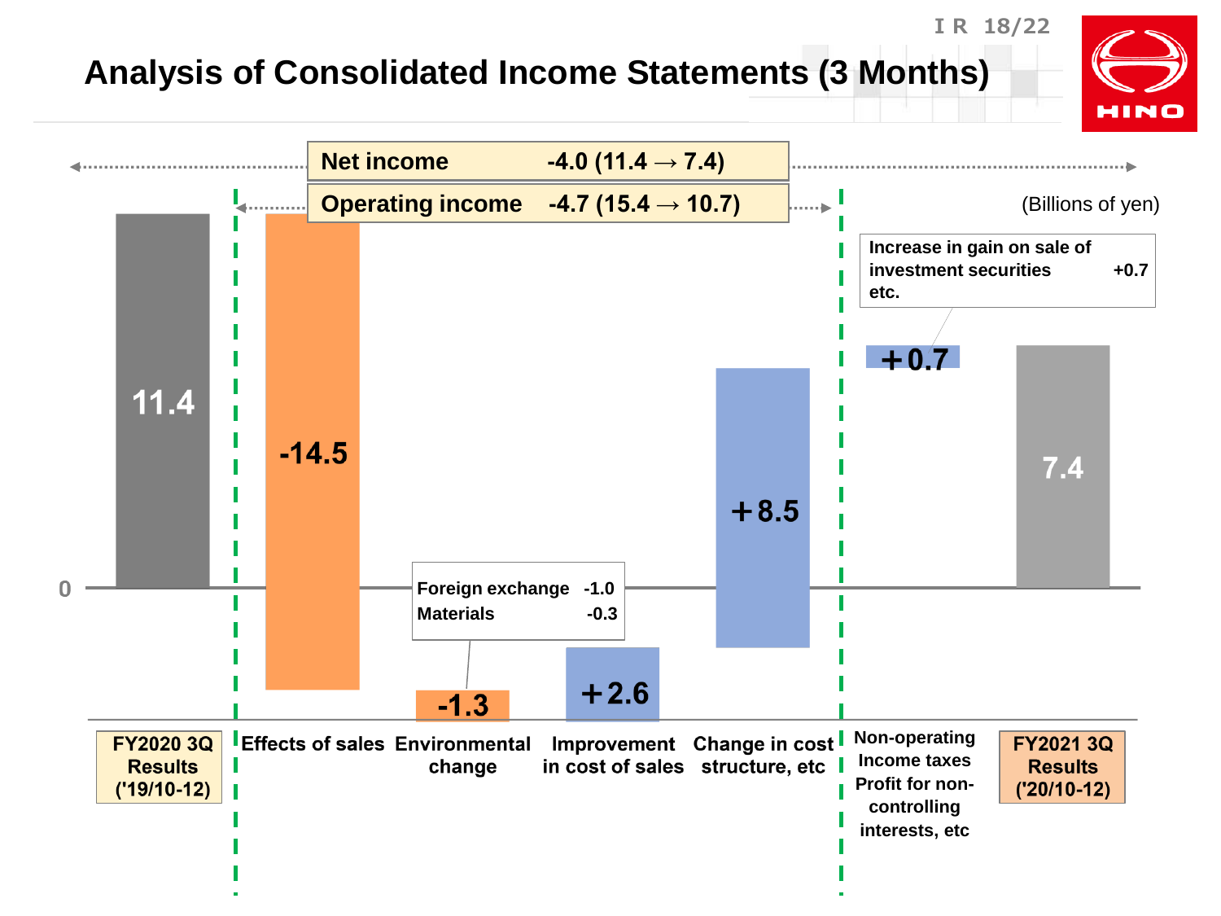# Analysis of Consolidated Income Statements (3 Months)

(Billions of yen)

| | |
|---|---|
| Net income | -4.0 (11.4 → 7.4) |
| Operating income | -4.7 (15.4 → 10.7) |

| Item | Amount |
|---|---|
| FY2020 3Q Results ('19/10-12) | 11.4 |
| Effects of sales | -14.5 |
| Environmental change | -1.3 |
| Improvement in cost of sales | +2.6 |
| Change in cost structure, etc | +8.5 |
| Non-operating Income taxes Profit for non-controlling interests, etc | +0.7 |
| FY2021 3Q Results ('20/10-12) | 7.4 |

Environmental change breakdown:

| | |
|---|---|
| Foreign exchange | -1.0 |
| Materials | -0.3 |

Increase in gain on sale of investment securities etc. +0.7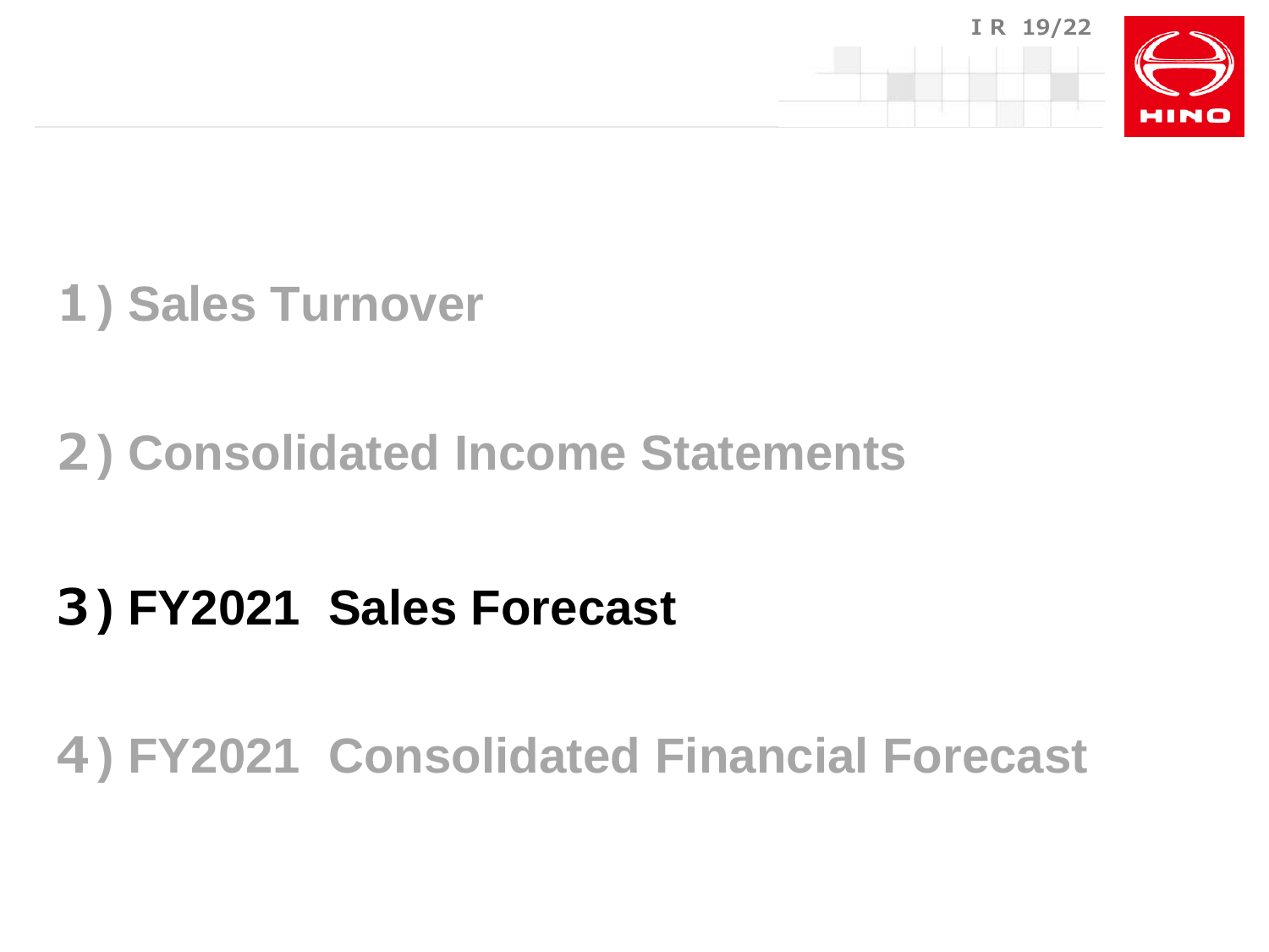1) Sales Turnover

2) Consolidated Income Statements

**3) FY2021 Sales Forecast**

4) FY2021 Consolidated Financial Forecast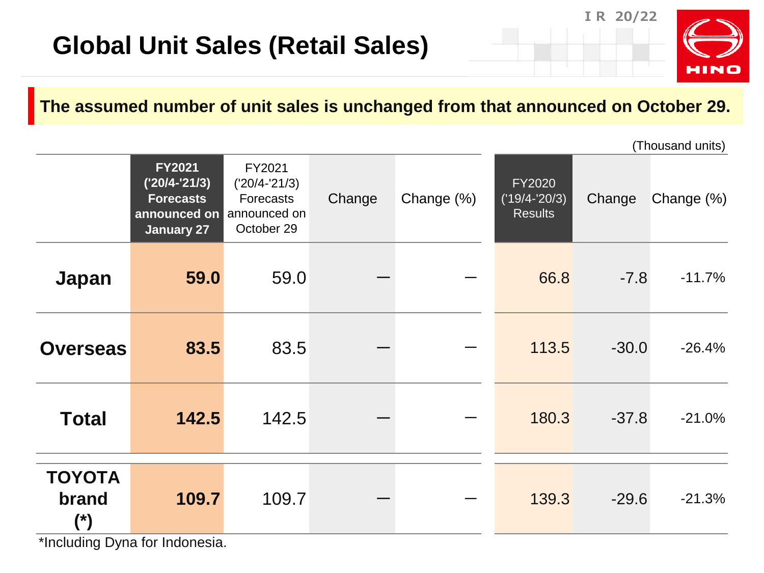# Global Unit Sales (Retail Sales)

**The assumed number of unit sales is unchanged from that announced on October 29.**

(Thousand units)

| | **FY2021 ('20/4-'21/3) Forecasts announced on January 27** | FY2021 ('20/4-'21/3) Forecasts announced on October 29 | Change | Change (%) | FY2020 ('19/4-'20/3) Results | Change | Change (%) |
|---|---|---|---|---|---|---|---|
| **Japan** | **59.0** | 59.0 | ― | ― | 66.8 | -7.8 | -11.7% |
| **Overseas** | **83.5** | 83.5 | ― | ― | 113.5 | -30.0 | -26.4% |
| **Total** | **142.5** | 142.5 | ― | ― | 180.3 | -37.8 | -21.0% |
| **TOYOTA brand (*)** | **109.7** | 109.7 | ― | ― | 139.3 | -29.6 | -21.3% |

*Including Dyna for Indonesia.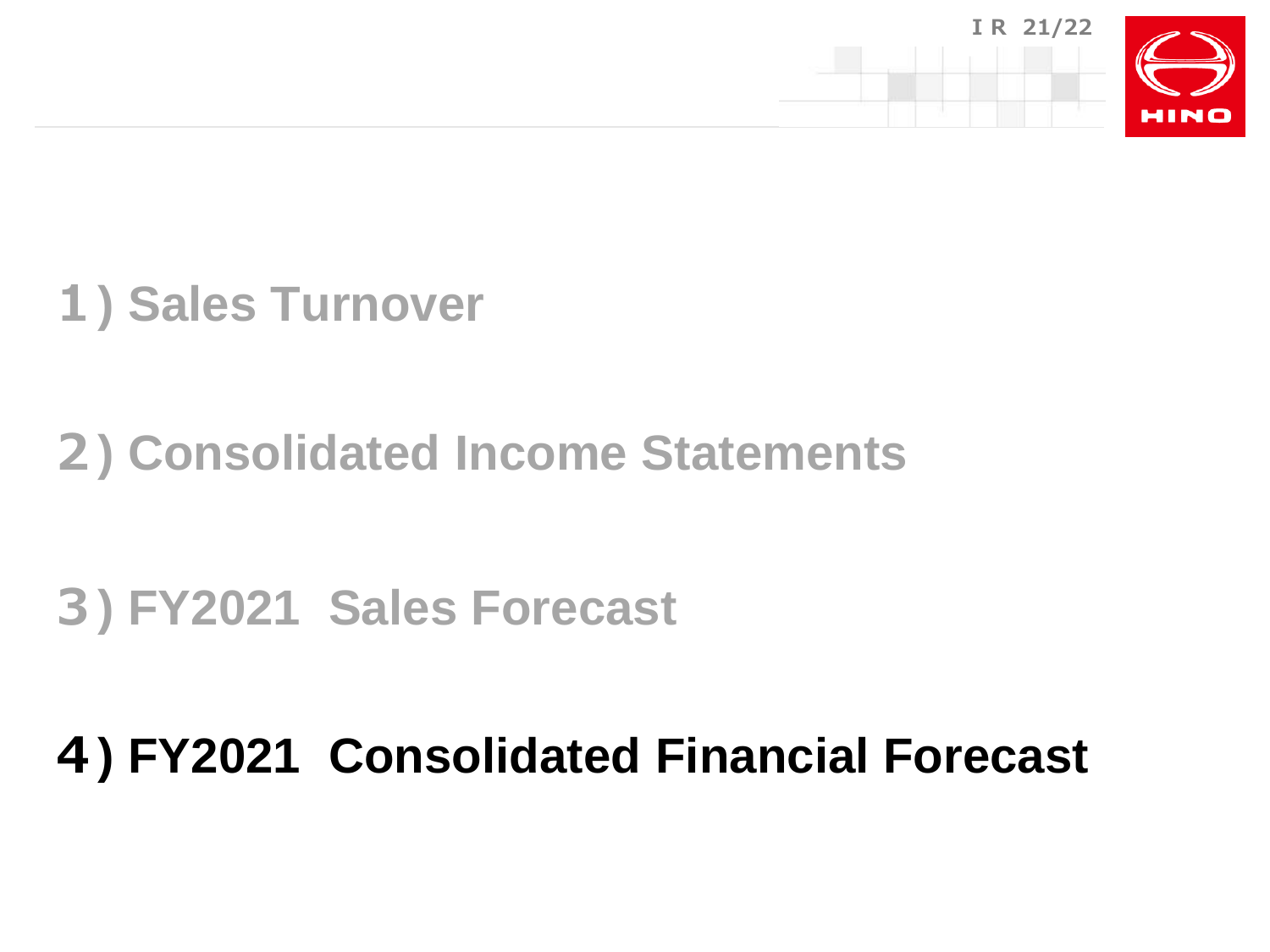1) Sales Turnover

2) Consolidated Income Statements

3) FY2021 Sales Forecast

**4) FY2021 Consolidated Financial Forecast**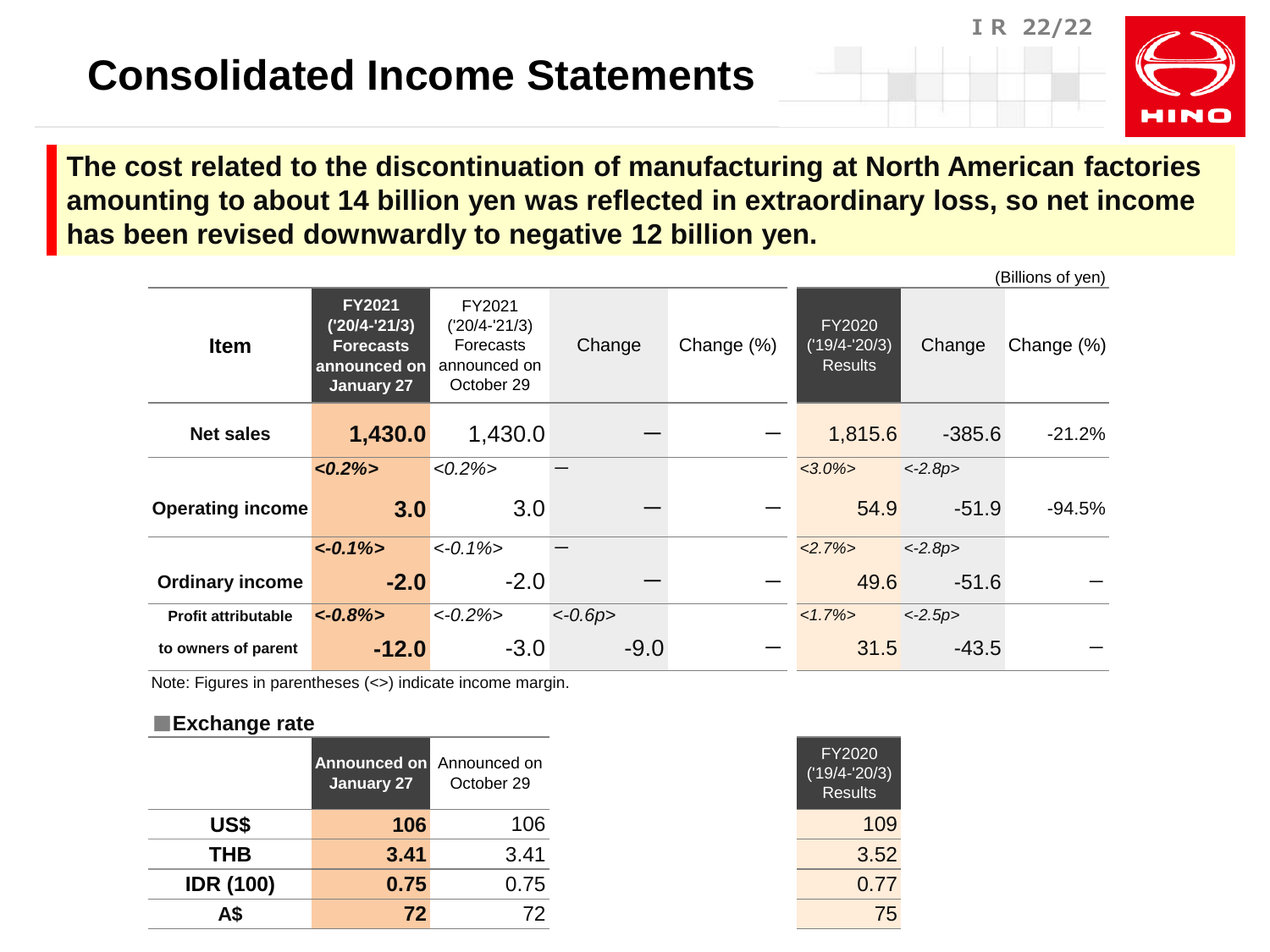# Consolidated Income Statements

**The cost related to the discontinuation of manufacturing at North American factories amounting to about 14 billion yen was reflected in extraordinary loss, so net income has been revised downwardly to negative 12 billion yen.**

(Billions of yen)

| Item | FY2021 ('20/4-'21/3) Forecasts announced on January 27 | FY2021 ('20/4-'21/3) Forecasts announced on October 29 | Change | Change (%) | FY2020 ('19/4-'20/3) Results | Change | Change (%) |
|---|---|---|---|---|---|---|---|
| Net sales | **1,430.0** | 1,430.0 | — | — | 1,815.6 | -385.6 | -21.2% |
| Operating income | ***<0.2%>*** **3.0** | *<0.2%>* 3.0 | — | — | *<3.0%>* 54.9 | *<-2.8p>* -51.9 | -94.5% |
| Ordinary income | ***<-0.1%>*** **-2.0** | *<-0.1%>* -2.0 | — | — | *<2.7%>* 49.6 | *<-2.8p>* -51.6 | — |
| Profit attributable to owners of parent | ***<-0.8%>*** **-12.0** | *<-0.2%>* -3.0 | *<-0.6p>* -9.0 | — | *<1.7%>* 31.5 | *<-2.5p>* -43.5 | — |

Note: Figures in parentheses (<>) indicate income margin.

## ■Exchange rate

| | Announced on January 27 | Announced on October 29 | FY2020 ('19/4-'20/3) Results |
|---|---|---|---|
| US$ | **106** | 106 | 109 |
| THB | **3.41** | 3.41 | 3.52 |
| IDR (100) | **0.75** | 0.75 | 0.77 |
| A$ | **72** | 72 | 75 |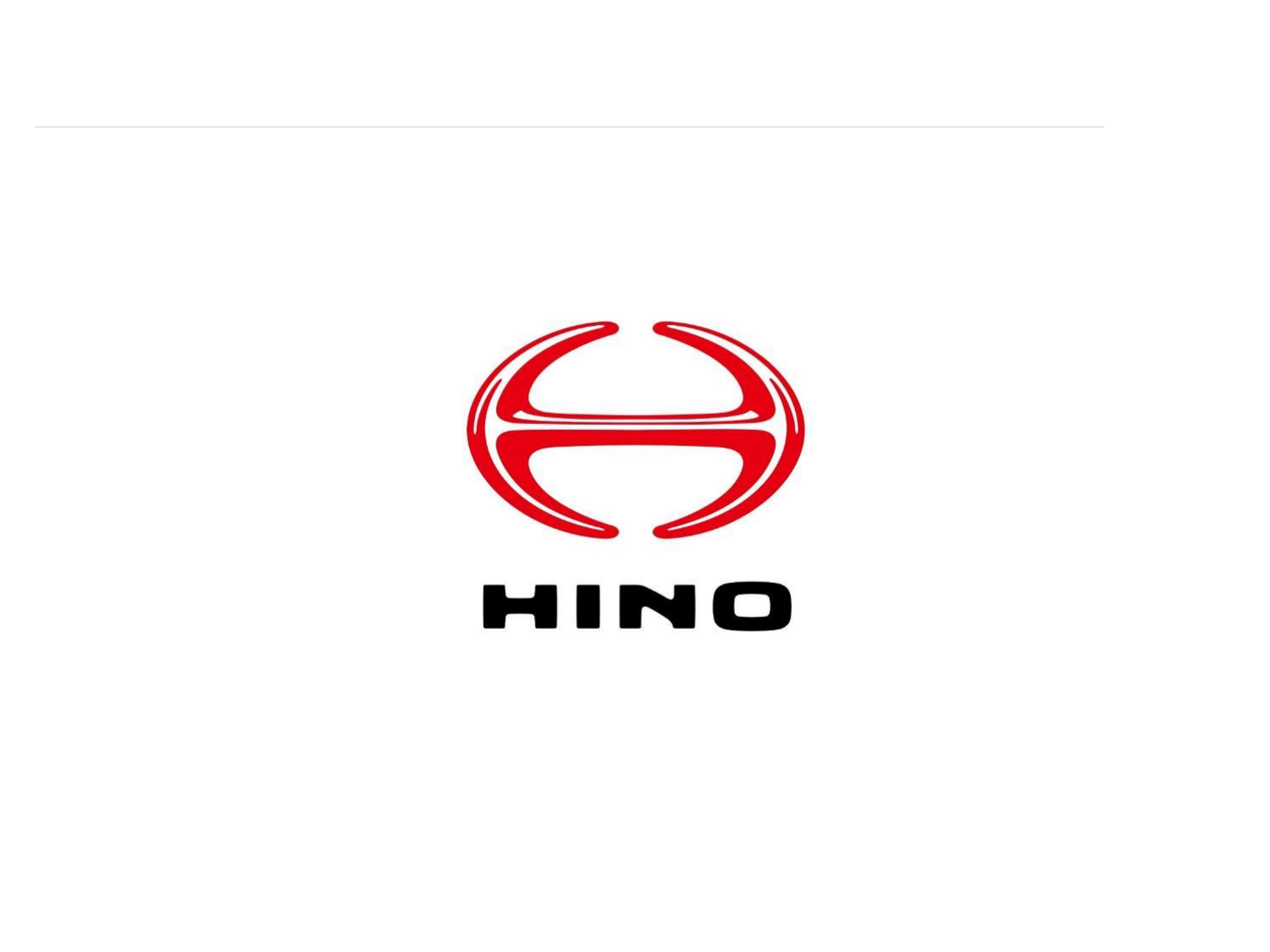HINO